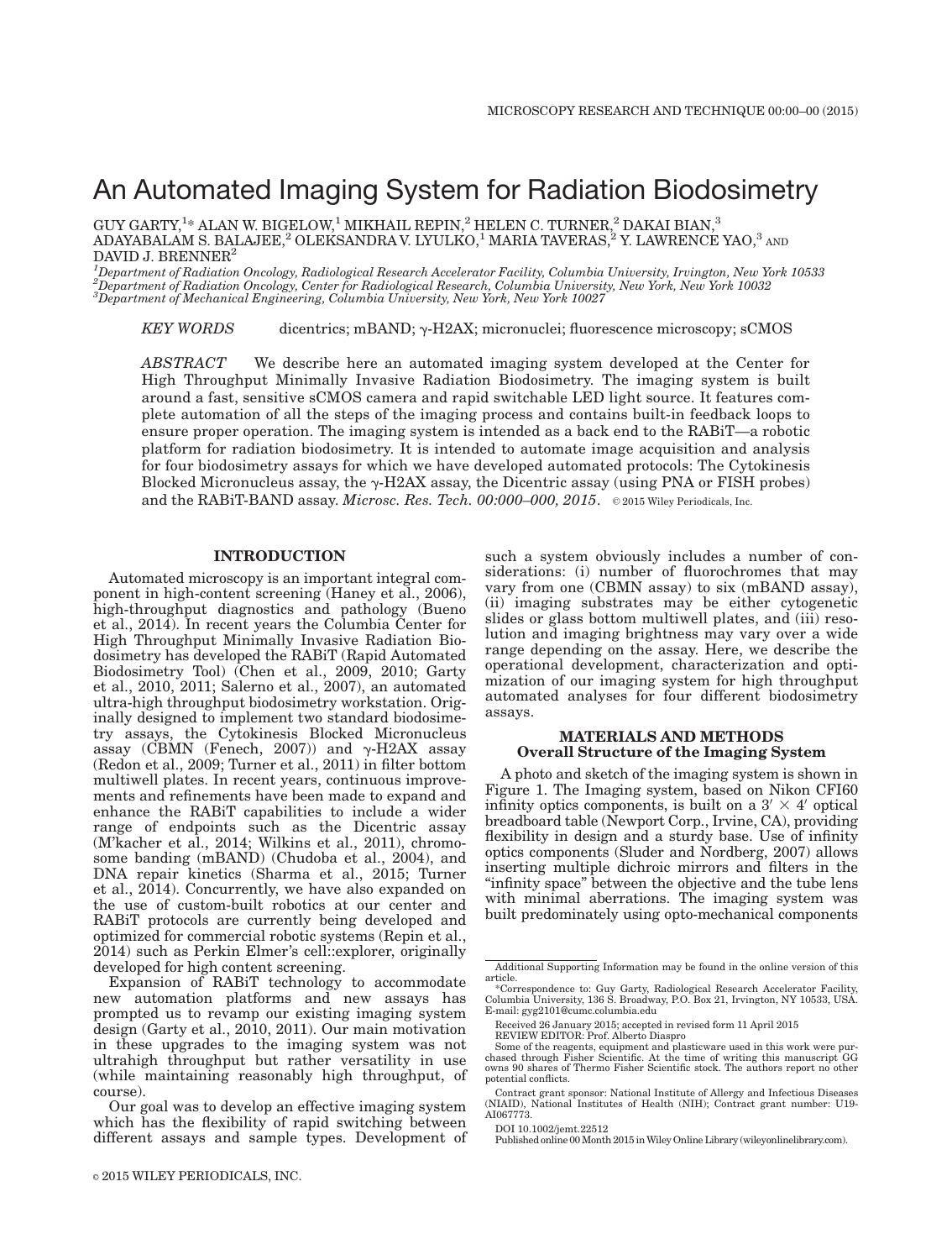# An Automated Imaging System for Radiation Biodosimetry

GUY GARTY,[1]* ALAN W. BIGELOW,[1] MIKHAIL REPIN,[2] HELEN C. TURNER,[2] DAKAI BIAN,[3] ADAYABALAM S. BALAJEE,[2] OLEKSANDRA V. LYULKO,[1] MARIA TAVERAS,[2] Y. LAWRENCE YAO,[3] AND DAVID J. BRENNER[2]

[1]*Department of Radiation Oncology, Radiological Research Accelerator Facility, Columbia University, Irvington, New York 10533*
[2]*Department of Radiation Oncology, Center for Radiological Research, Columbia University, New York, New York 10032*
[3]*Department of Mechanical Engineering, Columbia University, New York, New York 10027*

*KEY WORDS* dicentrics; mBAND; γ-H2AX; micronuclei; fluorescence microscopy; sCMOS

*ABSTRACT* We describe here an automated imaging system developed at the Center for High Throughput Minimally Invasive Radiation Biodosimetry. The imaging system is built around a fast, sensitive sCMOS camera and rapid switchable LED light source. It features complete automation of all the steps of the imaging process and contains built-in feedback loops to ensure proper operation. The imaging system is intended as a back end to the RABiT—a robotic platform for radiation biodosimetry. It is intended to automate image acquisition and analysis for four biodosimetry assays for which we have developed automated protocols: The Cytokinesis Blocked Micronucleus assay, the γ-H2AX assay, the Dicentric assay (using PNA or FISH probes) and the RABiT-BAND assay. *Microsc. Res. Tech. 00:000–000, 2015.* © 2015 Wiley Periodicals, Inc.

## INTRODUCTION

Automated microscopy is an important integral component in high-content screening (Haney et al., 2006), high-throughput diagnostics and pathology (Bueno et al., 2014). In recent years the Columbia Center for High Throughput Minimally Invasive Radiation Biodosimetry has developed the RABiT (Rapid Automated Biodosimetry Tool) (Chen et al., 2009, 2010; Garty et al., 2010, 2011; Salerno et al., 2007), an automated ultra-high throughput biodosimetry workstation. Originally designed to implement two standard biodosimetry assays, the Cytokinesis Blocked Micronucleus assay (CBMN (Fenech, 2007)) and γ-H2AX assay (Redon et al., 2009; Turner et al., 2011) in filter bottom multiwell plates. In recent years, continuous improvements and refinements have been made to expand and enhance the RABiT capabilities to include a wider range of endpoints such as the Dicentric assay (M'kacher et al., 2014; Wilkins et al., 2011), chromosome banding (mBAND) (Chudoba et al., 2004), and DNA repair kinetics (Sharma et al., 2015; Turner et al., 2014). Concurrently, we have also expanded on the use of custom-built robotics at our center and RABiT protocols are currently being developed and optimized for commercial robotic systems (Repin et al., 2014) such as Perkin Elmer's cell::explorer, originally developed for high content screening.

Expansion of RABiT technology to accommodate new automation platforms and new assays has prompted us to revamp our existing imaging system design (Garty et al., 2010, 2011). Our main motivation in these upgrades to the imaging system was not ultrahigh throughput but rather versatility in use (while maintaining reasonably high throughput, of course).

Our goal was to develop an effective imaging system which has the flexibility of rapid switching between different assays and sample types. Development of such a system obviously includes a number of considerations: (i) number of fluorochromes that may vary from one (CBMN assay) to six (mBAND assay), (ii) imaging substrates may be either cytogenetic slides or glass bottom multiwell plates, and (iii) resolution and imaging brightness may vary over a wide range depending on the assay. Here, we describe the operational development, characterization and optimization of our imaging system for high throughput automated analyses for four different biodosimetry assays.

## MATERIALS AND METHODS

### Overall Structure of the Imaging System

A photo and sketch of the imaging system is shown in Figure 1. The Imaging system, based on Nikon CFI60 infinity optics components, is built on a 3′ × 4′ optical breadboard table (Newport Corp., Irvine, CA), providing flexibility in design and a sturdy base. Use of infinity optics components (Sluder and Nordberg, 2007) allows inserting multiple dichroic mirrors and filters in the "infinity space" between the objective and the tube lens with minimal aberrations. The imaging system was built predominately using opto-mechanical components

---

Additional Supporting Information may be found in the online version of this article.

*Correspondence to: Guy Garty, Radiological Research Accelerator Facility, Columbia University, 136 S. Broadway, P.O. Box 21, Irvington, NY 10533, USA. E-mail: gyg2101@cumc.columbia.edu

Received 26 January 2015; accepted in revised form 11 April 2015

REVIEW EDITOR: Prof. Alberto Diaspro

Some of the reagents, equipment and plasticware used in this work were purchased through Fisher Scientific. At the time of writing this manuscript GG owns 90 shares of Thermo Fisher Scientific stock. The authors report no other potential conflicts.

Contract grant sponsor: National Institute of Allergy and Infectious Diseases (NIAID), National Institutes of Health (NIH); Contract grant number: U19-AI067773.

DOI 10.1002/jemt.22512

Published online 00 Month 2015 in Wiley Online Library (wileyonlinelibrary.com).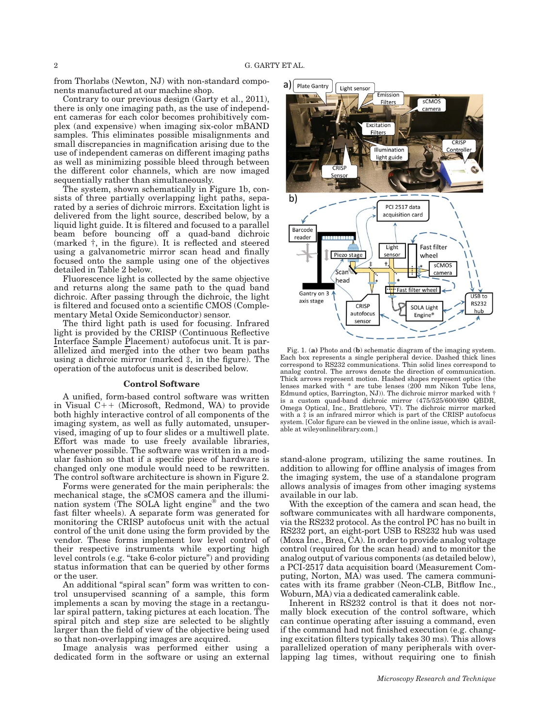from Thorlabs (Newton, NJ) with non-standard components manufactured at our machine shop.

Contrary to our previous design (Garty et al., 2011), there is only one imaging path, as the use of independent cameras for each color becomes prohibitively complex (and expensive) when imaging six-color mBAND samples. This eliminates possible misalignments and small discrepancies in magnification arising due to the use of independent cameras on different imaging paths as well as minimizing possible bleed through between the different color channels, which are now imaged sequentially rather than simultaneously.

The system, shown schematically in Figure 1b, consists of three partially overlapping light paths, separated by a series of dichroic mirrors. Excitation light is delivered from the light source, described below, by a liquid light guide. It is filtered and focused to a parallel beam before bouncing off a quad-band dichroic (marked †, in the figure). It is reflected and steered using a galvanometric mirror scan head and finally focused onto the sample using one of the objectives detailed in Table 2 below.

Fluorescence light is collected by the same objective and returns along the same path to the quad band dichroic. After passing through the dichroic, the light is filtered and focused onto a scientific CMOS (Complementary Metal Oxide Semiconductor) sensor.

The third light path is used for focusing. Infrared light is provided by the CRISP (Continuous Reflective Interface Sample Placement) autofocus unit. It is parallelized and merged into the other two beam paths using a dichroic mirror (marked ‡, in the figure). The operation of the autofocus unit is described below.

Fig. 1. (**a**) Photo and (**b**) schematic diagram of the imaging system. Each box represents a single peripheral device. Dashed thick lines correspond to RS232 communications. Thin solid lines correspond to analog control. The arrows denote the direction of communication. Thick arrows represent motion. Hashed shapes represent optics (the lenses marked with * are tube lenses (200 mm Nikon Tube lens, Edmund optics, Barrington, NJ)). The dichroic mirror marked with † is a custom quad-band dichroic mirror (475/525/600/690 QBDR, Omega Optical, Inc., Brattleboro, VT). The dichroic mirror marked with a ‡ is an infrared mirror which is part of the CRISP autofocus system. [Color figure can be viewed in the online issue, which is available at wileyonlinelibrary.com.]

## Control Software

A unified, form-based control software was written in Visual C++ (Microsoft, Redmond, WA) to provide both highly interactive control of all components of the imaging system, as well as fully automated, unsupervised, imaging of up to four slides or a multiwell plate. Effort was made to use freely available libraries, whenever possible. The software was written in a modular fashion so that if a specific piece of hardware is changed only one module would need to be rewritten. The control software architecture is shown in Figure 2.

Forms were generated for the main peripherals: the mechanical stage, the sCMOS camera and the illumination system (The SOLA light engine® and the two fast filter wheels). A separate form was generated for monitoring the CRISP autofocus unit with the actual control of the unit done using the form provided by the vendor. These forms implement low level control of their respective instruments while exporting high level controls (e.g. "take 6-color picture") and providing status information that can be queried by other forms or the user.

An additional "spiral scan" form was written to control unsupervised scanning of a sample, this form implements a scan by moving the stage in a rectangular spiral pattern, taking pictures at each location. The spiral pitch and step size are selected to be slightly larger than the field of view of the objective being used so that non-overlapping images are acquired.

Image analysis was performed either using a dedicated form in the software or using an external stand-alone program, utilizing the same routines. In addition to allowing for offline analysis of images from the imaging system, the use of a standalone program allows analysis of images from other imaging systems available in our lab.

With the exception of the camera and scan head, the software communicates with all hardware components, via the RS232 protocol. As the control PC has no built in RS232 port, an eight-port USB to RS232 hub was used (Moxa Inc., Brea, CA). In order to provide analog voltage control (required for the scan head) and to monitor the analog output of various components (as detailed below), a PCI-2517 data acquisition board (Measurement Computing, Norton, MA) was used. The camera communicates with its frame grabber (Neon-CLB, Bitflow Inc., Woburn, MA) via a dedicated cameralink cable.

Inherent in RS232 control is that it does not normally block execution of the control software, which can continue operating after issuing a command, even if the command had not finished execution (e.g. changing excitation filters typically takes 30 ms). This allows parallelized operation of many peripherals with overlapping lag times, without requiring one to finish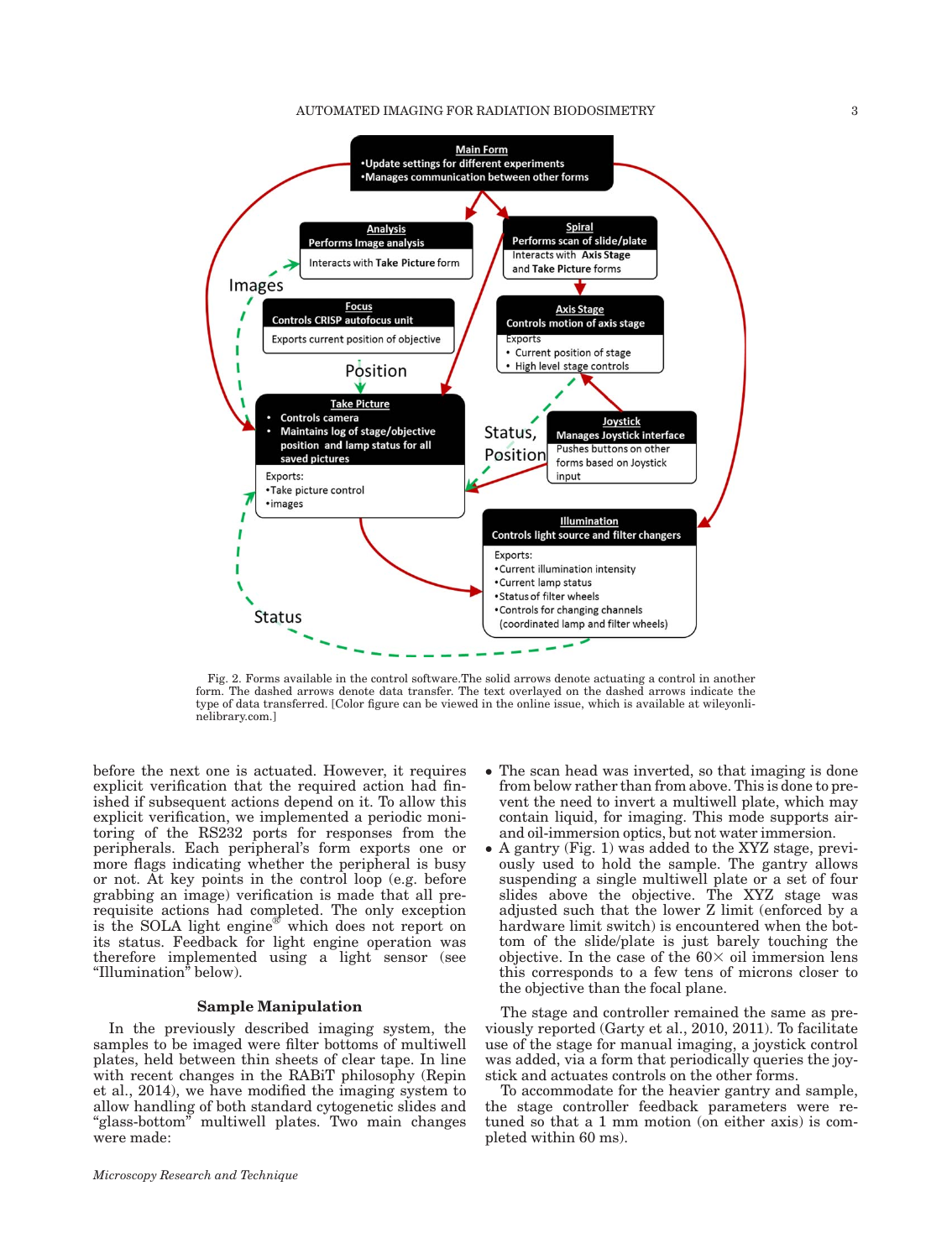Fig. 2. Forms available in the control software.The solid arrows denote actuating a control in another form. The dashed arrows denote data transfer. The text overlayed on the dashed arrows indicate the type of data transferred. [Color figure can be viewed in the online issue, which is available at wileyonlinelibrary.com.]

before the next one is actuated. However, it requires explicit verification that the required action had finished if subsequent actions depend on it. To allow this explicit verification, we implemented a periodic monitoring of the RS232 ports for responses from the peripherals. Each peripheral's form exports one or more flags indicating whether the peripheral is busy or not. At key points in the control loop (e.g. before grabbing an image) verification is made that all prerequisite actions had completed. The only exception is the SOLA light engine® which does not report on its status. Feedback for light engine operation was therefore implemented using a light sensor (see "Illumination" below).

## Sample Manipulation

In the previously described imaging system, the samples to be imaged were filter bottoms of multiwell plates, held between thin sheets of clear tape. In line with recent changes in the RABiT philosophy (Repin et al., 2014), we have modified the imaging system to allow handling of both standard cytogenetic slides and "glass-bottom" multiwell plates. Two main changes were made:

- The scan head was inverted, so that imaging is done from below rather than from above. This is done to prevent the need to invert a multiwell plate, which may contain liquid, for imaging. This mode supports air- and oil-immersion optics, but not water immersion.
- A gantry (Fig. 1) was added to the XYZ stage, previously used to hold the sample. The gantry allows suspending a single multiwell plate or a set of four slides above the objective. The XYZ stage was adjusted such that the lower Z limit (enforced by a hardware limit switch) is encountered when the bottom of the slide/plate is just barely touching the objective. In the case of the 60× oil immersion lens this corresponds to a few tens of microns closer to the objective than the focal plane.

The stage and controller remained the same as previously reported (Garty et al., 2010, 2011). To facilitate use of the stage for manual imaging, a joystick control was added, via a form that periodically queries the joystick and actuates controls on the other forms.

To accommodate for the heavier gantry and sample, the stage controller feedback parameters were retuned so that a 1 mm motion (on either axis) is completed within 60 ms).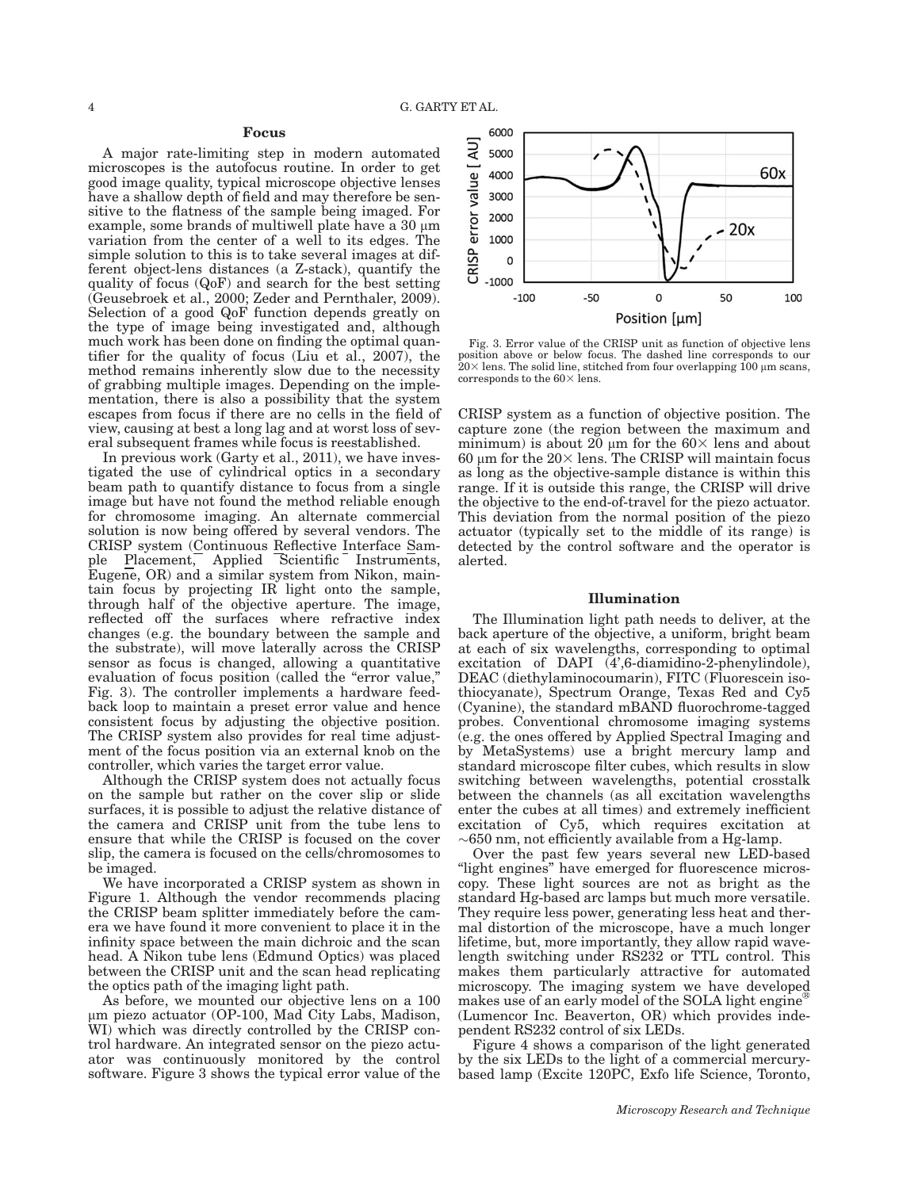## Focus

A major rate-limiting step in modern automated microscopes is the autofocus routine. In order to get good image quality, typical microscope objective lenses have a shallow depth of field and may therefore be sensitive to the flatness of the sample being imaged. For example, some brands of multiwell plate have a 30 μm variation from the center of a well to its edges. The simple solution to this is to take several images at different object-lens distances (a Z-stack), quantify the quality of focus (QoF) and search for the best setting (Geusebroek et al., 2000; Zeder and Pernthaler, 2009). Selection of a good QoF function depends greatly on the type of image being investigated and, although much work has been done on finding the optimal quantifier for the quality of focus (Liu et al., 2007), the method remains inherently slow due to the necessity of grabbing multiple images. Depending on the implementation, there is also a possibility that the system escapes from focus if there are no cells in the field of view, causing at best a long lag and at worst loss of several subsequent frames while focus is reestablished.

In previous work (Garty et al., 2011), we have investigated the use of cylindrical optics in a secondary beam path to quantify distance to focus from a single image but have not found the method reliable enough for chromosome imaging. An alternate commercial solution is now being offered by several vendors. The CRISP system (Continuous Reflective Interface Sample Placement, Applied Scientific Instruments, Eugene, OR) and a similar system from Nikon, maintain focus by projecting IR light onto the sample, through half of the objective aperture. The image, reflected off the surfaces where refractive index changes (e.g. the boundary between the sample and the substrate), will move laterally across the CRISP sensor as focus is changed, allowing a quantitative evaluation of focus position (called the "error value," Fig. 3). The controller implements a hardware feedback loop to maintain a preset error value and hence consistent focus by adjusting the objective position. The CRISP system also provides for real time adjustment of the focus position via an external knob on the controller, which varies the target error value.

Although the CRISP system does not actually focus on the sample but rather on the cover slip or slide surfaces, it is possible to adjust the relative distance of the camera and CRISP unit from the tube lens to ensure that while the CRISP is focused on the cover slip, the camera is focused on the cells/chromosomes to be imaged.

We have incorporated a CRISP system as shown in Figure 1. Although the vendor recommends placing the CRISP beam splitter immediately before the camera we have found it more convenient to place it in the infinity space between the main dichroic and the scan head. A Nikon tube lens (Edmund Optics) was placed between the CRISP unit and the scan head replicating the optics path of the imaging light path.

As before, we mounted our objective lens on a 100 μm piezo actuator (OP-100, Mad City Labs, Madison, WI) which was directly controlled by the CRISP control hardware. An integrated sensor on the piezo actuator was continuously monitored by the control software. Figure 3 shows the typical error value of the CRISP system as a function of objective position. The capture zone (the region between the maximum and minimum) is about 20 μm for the 60× lens and about 60 μm for the 20× lens. The CRISP will maintain focus as long as the objective-sample distance is within this range. If it is outside this range, the CRISP will drive the objective to the end-of-travel for the piezo actuator. This deviation from the normal position of the piezo actuator (typically set to the middle of its range) is detected by the control software and the operator is alerted.

Fig. 3. Error value of the CRISP unit as function of objective lens position above or below focus. The dashed line corresponds to our 20× lens. The solid line, stitched from four overlapping 100 μm scans, corresponds to the 60× lens.

## Illumination

The Illumination light path needs to deliver, at the back aperture of the objective, a uniform, bright beam at each of six wavelengths, corresponding to optimal excitation of DAPI (4′,6-diamidino-2-phenylindole), DEAC (diethylaminocoumarin), FITC (Fluorescein isothiocyanate), Spectrum Orange, Texas Red and Cy5 (Cyanine), the standard mBAND fluorochrome-tagged probes. Conventional chromosome imaging systems (e.g. the ones offered by Applied Spectral Imaging and by MetaSystems) use a bright mercury lamp and standard microscope filter cubes, which results in slow switching between wavelengths, potential crosstalk between the channels (as all excitation wavelengths enter the cubes at all times) and extremely inefficient excitation of Cy5, which requires excitation at ~650 nm, not efficiently available from a Hg-lamp.

Over the past few years several new LED-based "light engines" have emerged for fluorescence microscopy. These light sources are not as bright as the standard Hg-based arc lamps but much more versatile. They require less power, generating less heat and thermal distortion of the microscope, have a much longer lifetime, but, more importantly, they allow rapid wavelength switching under RS232 or TTL control. This makes them particularly attractive for automated microscopy. The imaging system we have developed makes use of an early model of the SOLA light engine® (Lumencor Inc. Beaverton, OR) which provides independent RS232 control of six LEDs.

Figure 4 shows a comparison of the light generated by the six LEDs to the light of a commercial mercury-based lamp (Excite 120PC, Exfo life Science, Toronto,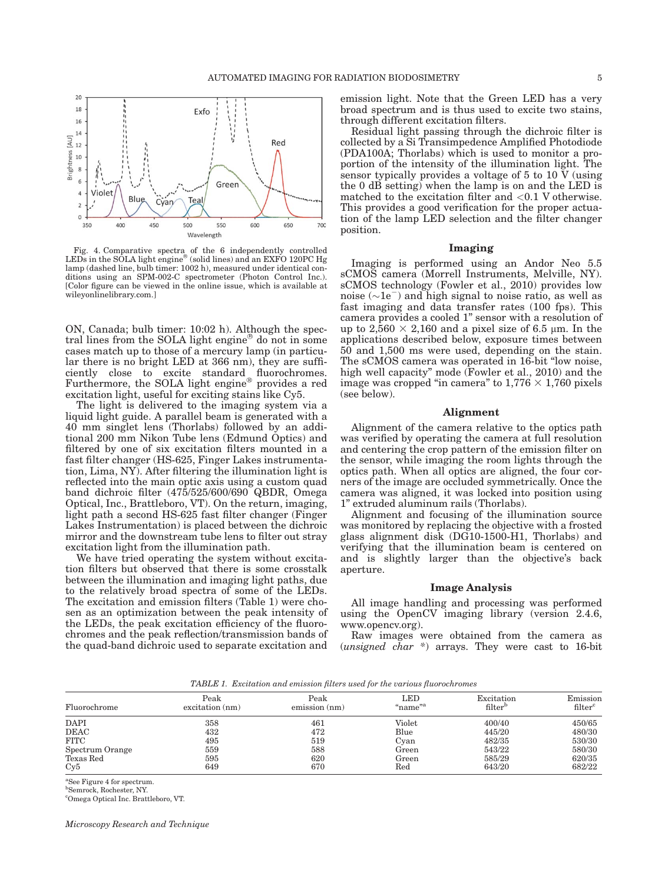Fig. 4. Comparative spectra of the 6 independently controlled LEDs in the SOLA light engine® (solid lines) and an EXFO 120PC Hg lamp (dashed line, bulb timer: 1002 h), measured under identical conditions using an SPM-002-C spectrometer (Photon Control Inc.). [Color figure can be viewed in the online issue, which is available at wileyonlinelibrary.com.]

ON, Canada; bulb timer: 10:02 h). Although the spectral lines from the SOLA light engine® do not in some cases match up to those of a mercury lamp (in particular there is no bright LED at 366 nm), they are sufficiently close to excite standard fluorochromes. Furthermore, the SOLA light engine® provides a red excitation light, useful for exciting stains like Cy5.

The light is delivered to the imaging system via a liquid light guide. A parallel beam is generated with a 40 mm singlet lens (Thorlabs) followed by an additional 200 mm Nikon Tube lens (Edmund Optics) and filtered by one of six excitation filters mounted in a fast filter changer (HS-625, Finger Lakes instrumentation, Lima, NY). After filtering the illumination light is reflected into the main optic axis using a custom quad band dichroic filter (475/525/600/690 QBDR, Omega Optical, Inc., Brattleboro, VT). On the return, imaging, light path a second HS-625 fast filter changer (Finger Lakes Instrumentation) is placed between the dichroic mirror and the downstream tube lens to filter out stray excitation light from the illumination path.

We have tried operating the system without excitation filters but observed that there is some crosstalk between the illumination and imaging light paths, due to the relatively broad spectra of some of the LEDs. The excitation and emission filters (Table 1) were chosen as an optimization between the peak intensity of the LEDs, the peak excitation efficiency of the fluorochromes and the peak reflection/transmission bands of the quad-band dichroic used to separate excitation and emission light. Note that the Green LED has a very broad spectrum and is thus used to excite two stains, through different excitation filters.

Residual light passing through the dichroic filter is collected by a Si Transimpedence Amplified Photodiode (PDA100A; Thorlabs) which is used to monitor a proportion of the intensity of the illumination light. The sensor typically provides a voltage of 5 to 10 V (using the 0 dB setting) when the lamp is on and the LED is matched to the excitation filter and <0.1 V otherwise. This provides a good verification for the proper actuation of the lamp LED selection and the filter changer position.

## Imaging

Imaging is performed using an Andor Neo 5.5 sCMOS camera (Morrell Instruments, Melville, NY). sCMOS technology (Fowler et al., 2010) provides low noise (~1e$^{-}$) and high signal to noise ratio, as well as fast imaging and data transfer rates (100 fps). This camera provides a cooled 1" sensor with a resolution of up to 2,560 × 2,160 and a pixel size of 6.5 μm. In the applications described below, exposure times between 50 and 1,500 ms were used, depending on the stain. The sCMOS camera was operated in 16-bit "low noise, high well capacity" mode (Fowler et al., 2010) and the image was cropped "in camera" to 1,776 × 1,760 pixels (see below).

## Alignment

Alignment of the camera relative to the optics path was verified by operating the camera at full resolution and centering the crop pattern of the emission filter on the sensor, while imaging the room lights through the optics path. When all optics are aligned, the four corners of the image are occluded symmetrically. Once the camera was aligned, it was locked into position using 1" extruded aluminum rails (Thorlabs).

Alignment and focusing of the illumination source was monitored by replacing the objective with a frosted glass alignment disk (DG10-1500-H1, Thorlabs) and verifying that the illumination beam is centered on and is slightly larger than the objective's back aperture.

## Image Analysis

All image handling and processing was performed using the OpenCV imaging library (version 2.4.6, www.opencv.org).

Raw images were obtained from the camera as (*unsigned char* *) arrays. They were cast to 16-bit

*TABLE 1. Excitation and emission filters used for the various fluorochromes*

| Fluorochrome | Peak excitation (nm) | Peak emission (nm) | LED "name"[a] | Excitation filter[b] | Emission filter[c] |
|---|---|---|---|---|---|
| DAPI | 358 | 461 | Violet | 400/40 | 450/65 |
| DEAC | 432 | 472 | Blue | 445/20 | 480/30 |
| FITC | 495 | 519 | Cyan | 482/35 | 530/30 |
| Spectrum Orange | 559 | 588 | Green | 543/22 | 580/30 |
| Texas Red | 595 | 620 | Green | 585/29 | 620/35 |
| Cy5 | 649 | 670 | Red | 643/20 | 682/22 |

[a]See Figure 4 for spectrum.
[b]Semrock, Rochester, NY.
[c]Omega Optical Inc. Brattleboro, VT.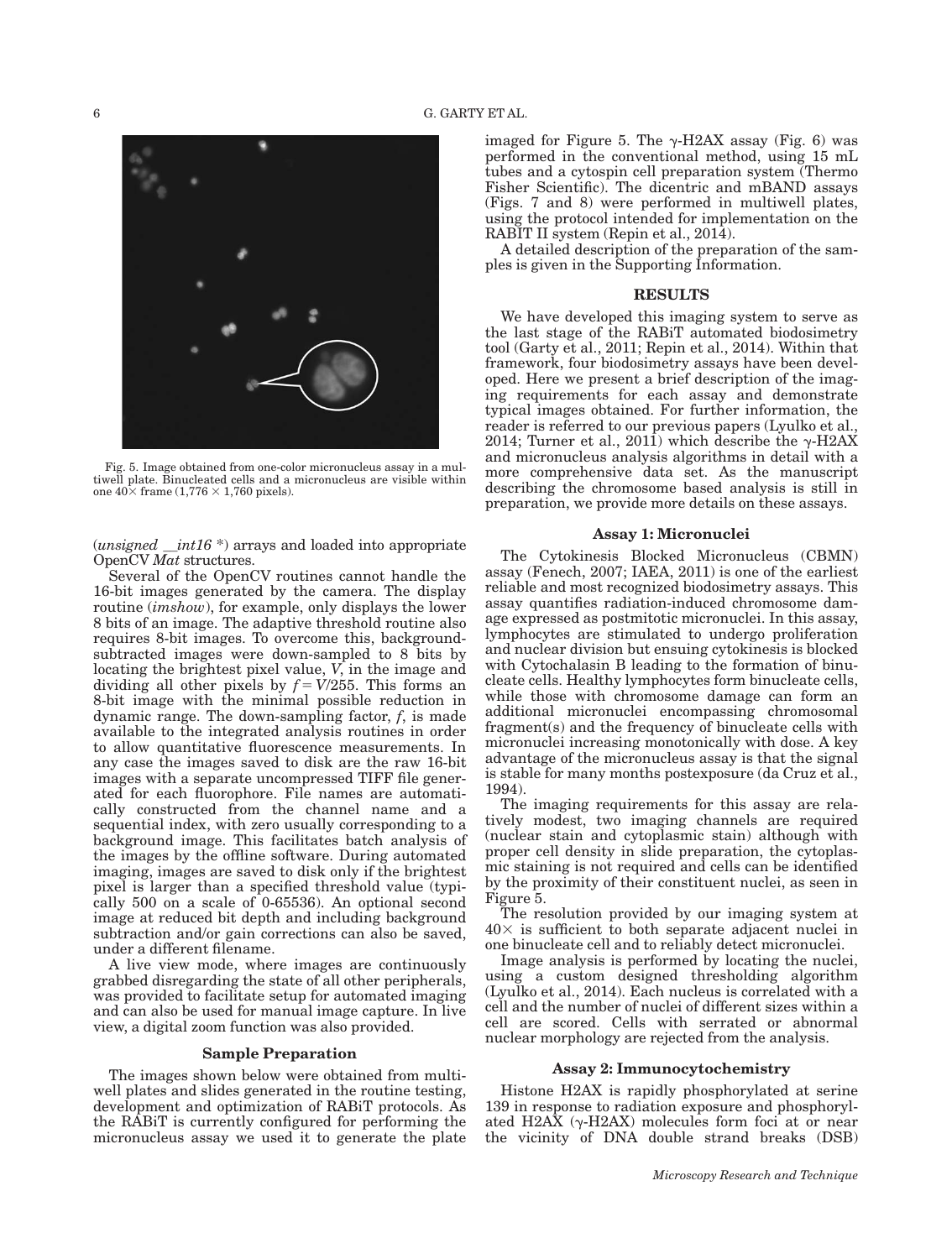Fig. 5. Image obtained from one-color micronucleus assay in a multiwell plate. Binucleated cells and a micronucleus are visible within one 40× frame (1,776 × 1,760 pixels).

(*unsigned __int16 **) arrays and loaded into appropriate OpenCV *Mat* structures.

Several of the OpenCV routines cannot handle the 16-bit images generated by the camera. The display routine (*imshow*), for example, only displays the lower 8 bits of an image. The adaptive threshold routine also requires 8-bit images. To overcome this, background-subtracted images were down-sampled to 8 bits by locating the brightest pixel value, $V$, in the image and dividing all other pixels by $f = V/255$. This forms an 8-bit image with the minimal possible reduction in dynamic range. The down-sampling factor, $f$, is made available to the integrated analysis routines in order to allow quantitative fluorescence measurements. In any case the images saved to disk are the raw 16-bit images with a separate uncompressed TIFF file generated for each fluorophore. File names are automatically constructed from the channel name and a sequential index, with zero usually corresponding to a background image. This facilitates batch analysis of the images by the offline software. During automated imaging, images are saved to disk only if the brightest pixel is larger than a specified threshold value (typically 500 on a scale of 0-65536). An optional second image at reduced bit depth and including background subtraction and/or gain corrections can also be saved, under a different filename.

A live view mode, where images are continuously grabbed disregarding the state of all other peripherals, was provided to facilitate setup for automated imaging and can also be used for manual image capture. In live view, a digital zoom function was also provided.

### Sample Preparation

The images shown below were obtained from multiwell plates and slides generated in the routine testing, development and optimization of RABiT protocols. As the RABiT is currently configured for performing the micronucleus assay we used it to generate the plate imaged for Figure 5. The γ-H2AX assay (Fig. 6) was performed in the conventional method, using 15 mL tubes and a cytospin cell preparation system (Thermo Fisher Scientific). The dicentric and mBAND assays (Figs. 7 and 8) were performed in multiwell plates, using the protocol intended for implementation on the RABIT II system (Repin et al., 2014).

A detailed description of the preparation of the samples is given in the Supporting Information.

## RESULTS

We have developed this imaging system to serve as the last stage of the RABiT automated biodosimetry tool (Garty et al., 2011; Repin et al., 2014). Within that framework, four biodosimetry assays have been developed. Here we present a brief description of the imaging requirements for each assay and demonstrate typical images obtained. For further information, the reader is referred to our previous papers (Lyulko et al., 2014; Turner et al., 2011) which describe the γ-H2AX and micronucleus analysis algorithms in detail with a more comprehensive data set. As the manuscript describing the chromosome based analysis is still in preparation, we provide more details on these assays.

### Assay 1: Micronuclei

The Cytokinesis Blocked Micronucleus (CBMN) assay (Fenech, 2007; IAEA, 2011) is one of the earliest reliable and most recognized biodosimetry assays. This assay quantifies radiation-induced chromosome damage expressed as postmitotic micronuclei. In this assay, lymphocytes are stimulated to undergo proliferation and nuclear division but ensuing cytokinesis is blocked with Cytochalasin B leading to the formation of binucleate cells. Healthy lymphocytes form binucleate cells, while those with chromosome damage can form an additional micronuclei encompassing chromosomal fragment(s) and the frequency of binucleate cells with micronuclei increasing monotonically with dose. A key advantage of the micronucleus assay is that the signal is stable for many months postexposure (da Cruz et al., 1994).

The imaging requirements for this assay are relatively modest, two imaging channels are required (nuclear stain and cytoplasmic stain) although with proper cell density in slide preparation, the cytoplasmic staining is not required and cells can be identified by the proximity of their constituent nuclei, as seen in Figure 5.

The resolution provided by our imaging system at 40× is sufficient to both separate adjacent nuclei in one binucleate cell and to reliably detect micronuclei.

Image analysis is performed by locating the nuclei, using a custom designed thresholding algorithm (Lyulko et al., 2014). Each nucleus is correlated with a cell and the number of nuclei of different sizes within a cell are scored. Cells with serrated or abnormal nuclear morphology are rejected from the analysis.

### Assay 2: Immunocytochemistry

Histone H2AX is rapidly phosphorylated at serine 139 in response to radiation exposure and phosphorylated H2AX (γ-H2AX) molecules form foci at or near the vicinity of DNA double strand breaks (DSB)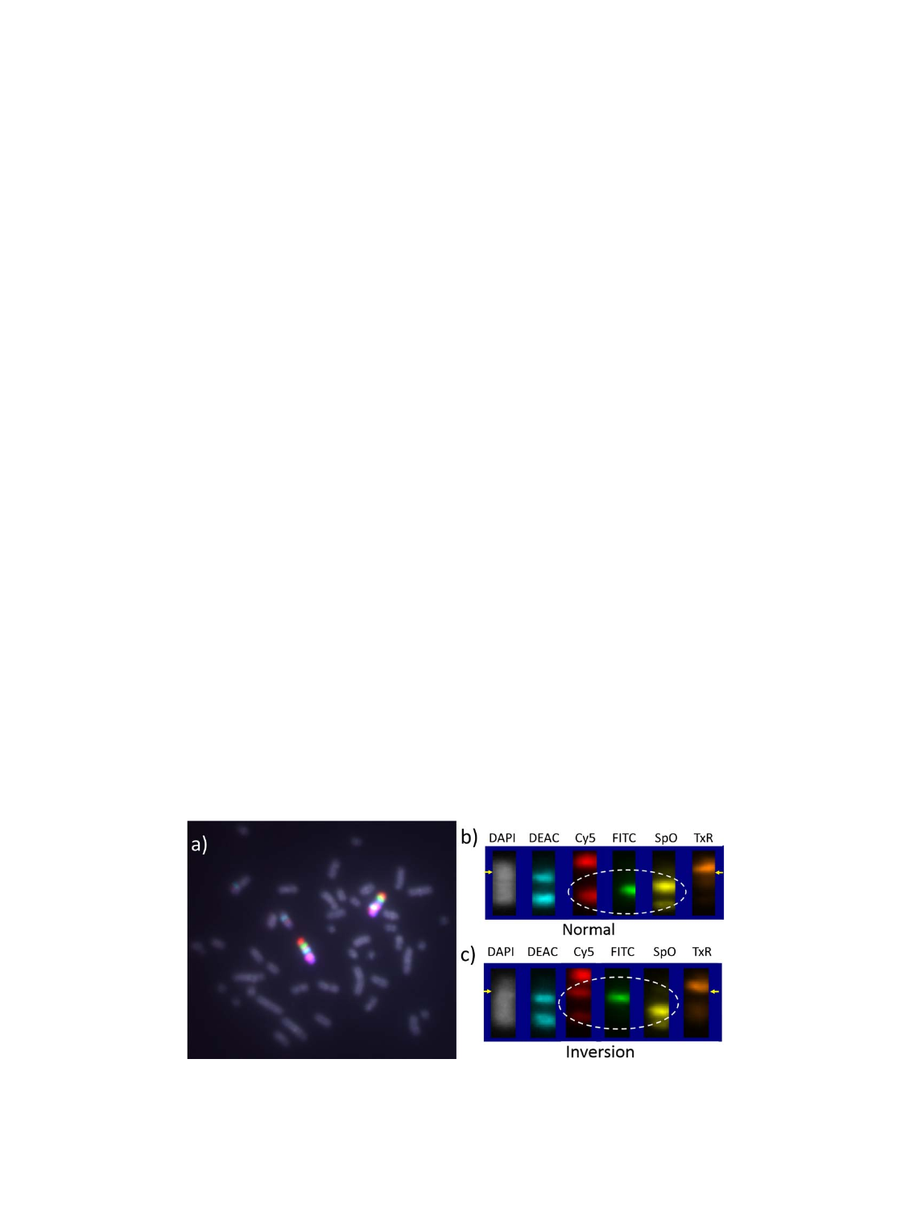a)

b) DAPI DEAC Cy5 FITC SpO TxR

Normal

c) DAPI DEAC Cy5 FITC SpO TxR

Inversion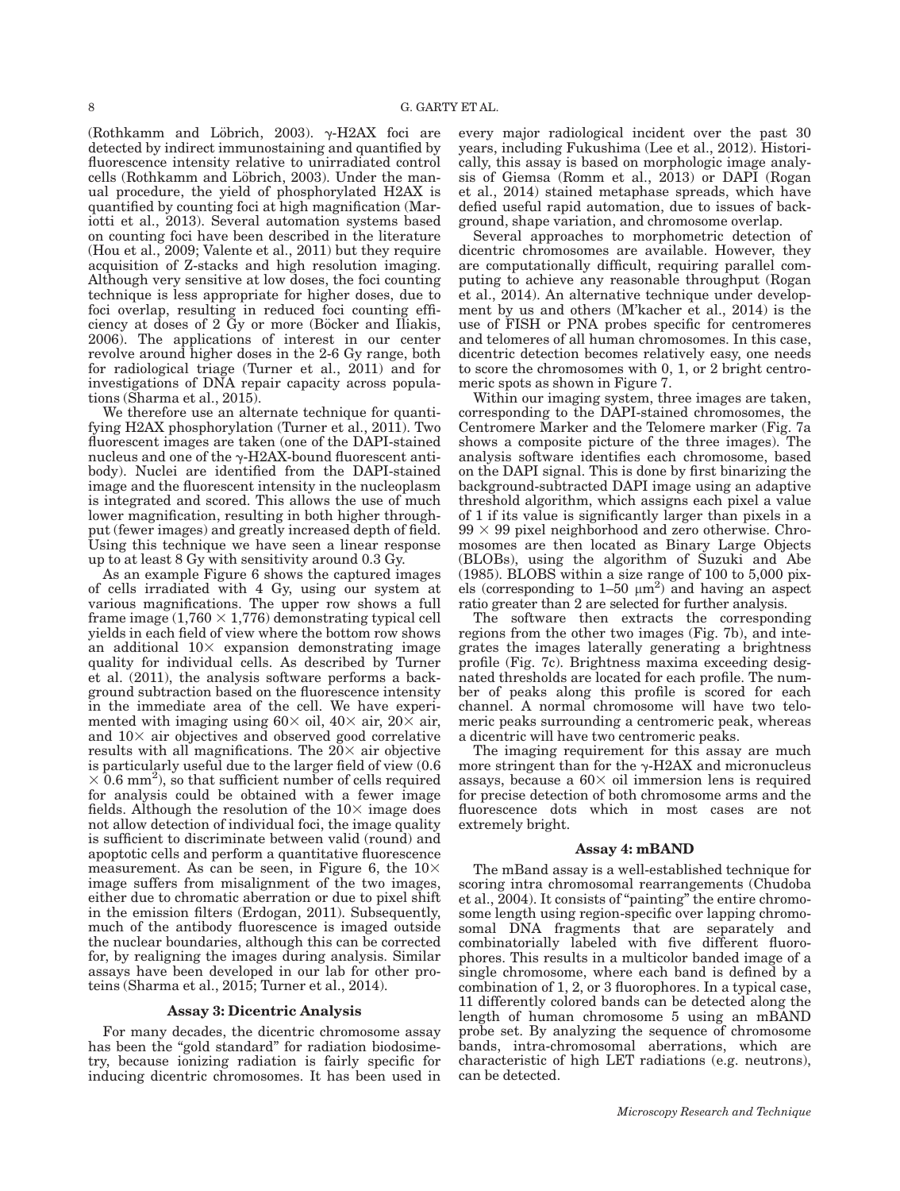(Rothkamm and Löbrich, 2003). γ-H2AX foci are detected by indirect immunostaining and quantified by fluorescence intensity relative to unirradiated control cells (Rothkamm and Löbrich, 2003). Under the manual procedure, the yield of phosphorylated H2AX is quantified by counting foci at high magnification (Mariotti et al., 2013). Several automation systems based on counting foci have been described in the literature (Hou et al., 2009; Valente et al., 2011) but they require acquisition of Z-stacks and high resolution imaging. Although very sensitive at low doses, the foci counting technique is less appropriate for higher doses, due to foci overlap, resulting in reduced foci counting efficiency at doses of 2 Gy or more (Böcker and Iliakis, 2006). The applications of interest in our center revolve around higher doses in the 2-6 Gy range, both for radiological triage (Turner et al., 2011) and for investigations of DNA repair capacity across populations (Sharma et al., 2015).

We therefore use an alternate technique for quantifying H2AX phosphorylation (Turner et al., 2011). Two fluorescent images are taken (one of the DAPI-stained nucleus and one of the γ-H2AX-bound fluorescent antibody). Nuclei are identified from the DAPI-stained image and the fluorescent intensity in the nucleoplasm is integrated and scored. This allows the use of much lower magnification, resulting in both higher throughput (fewer images) and greatly increased depth of field. Using this technique we have seen a linear response up to at least 8 Gy with sensitivity around 0.3 Gy.

As an example Figure 6 shows the captured images of cells irradiated with 4 Gy, using our system at various magnifications. The upper row shows a full frame image (1,760 × 1,776) demonstrating typical cell yields in each field of view where the bottom row shows an additional 10× expansion demonstrating image quality for individual cells. As described by Turner et al. (2011), the analysis software performs a background subtraction based on the fluorescence intensity in the immediate area of the cell. We have experimented with imaging using 60× oil, 40× air, 20× air, and 10× air objectives and observed good correlative results with all magnifications. The 20× air objective is particularly useful due to the larger field of view (0.6 × 0.6 mm$^2$), so that sufficient number of cells required for analysis could be obtained with a fewer image fields. Although the resolution of the 10× image does not allow detection of individual foci, the image quality is sufficient to discriminate between valid (round) and apoptotic cells and perform a quantitative fluorescence measurement. As can be seen, in Figure 6, the 10× image suffers from misalignment of the two images, either due to chromatic aberration or due to pixel shift in the emission filters (Erdogan, 2011). Subsequently, much of the antibody fluorescence is imaged outside the nuclear boundaries, although this can be corrected for, by realigning the images during analysis. Similar assays have been developed in our lab for other proteins (Sharma et al., 2015; Turner et al., 2014).

### Assay 3: Dicentric Analysis

For many decades, the dicentric chromosome assay has been the "gold standard" for radiation biodosimetry, because ionizing radiation is fairly specific for inducing dicentric chromosomes. It has been used in every major radiological incident over the past 30 years, including Fukushima (Lee et al., 2012). Historically, this assay is based on morphologic image analysis of Giemsa (Romm et al., 2013) or DAPI (Rogan et al., 2014) stained metaphase spreads, which have defied useful rapid automation, due to issues of background, shape variation, and chromosome overlap.

Several approaches to morphometric detection of dicentric chromosomes are available. However, they are computationally difficult, requiring parallel computing to achieve any reasonable throughput (Rogan et al., 2014). An alternative technique under development by us and others (M'kacher et al., 2014) is the use of FISH or PNA probes specific for centromeres and telomeres of all human chromosomes. In this case, dicentric detection becomes relatively easy, one needs to score the chromosomes with 0, 1, or 2 bright centromeric spots as shown in Figure 7.

Within our imaging system, three images are taken, corresponding to the DAPI-stained chromosomes, the Centromere Marker and the Telomere marker (Fig. 7a shows a composite picture of the three images). The analysis software identifies each chromosome, based on the DAPI signal. This is done by first binarizing the background-subtracted DAPI image using an adaptive threshold algorithm, which assigns each pixel a value of 1 if its value is significantly larger than pixels in a 99 × 99 pixel neighborhood and zero otherwise. Chromosomes are then located as Binary Large Objects (BLOBs), using the algorithm of Suzuki and Abe (1985). BLOBS within a size range of 100 to 5,000 pixels (corresponding to 1–50 μm$^2$) and having an aspect ratio greater than 2 are selected for further analysis.

The software then extracts the corresponding regions from the other two images (Fig. 7b), and integrates the images laterally generating a brightness profile (Fig. 7c). Brightness maxima exceeding designated thresholds are located for each profile. The number of peaks along this profile is scored for each channel. A normal chromosome will have two telomeric peaks surrounding a centromeric peak, whereas a dicentric will have two centromeric peaks.

The imaging requirement for this assay are much more stringent than for the γ-H2AX and micronucleus assays, because a 60× oil immersion lens is required for precise detection of both chromosome arms and the fluorescence dots which in most cases are not extremely bright.

### Assay 4: mBAND

The mBand assay is a well-established technique for scoring intra chromosomal rearrangements (Chudoba et al., 2004). It consists of "painting" the entire chromosome length using region-specific over lapping chromosomal DNA fragments that are separately and combinatorially labeled with five different fluorophores. This results in a multicolor banded image of a single chromosome, where each band is defined by a combination of 1, 2, or 3 fluorophores. In a typical case, 11 differently colored bands can be detected along the length of human chromosome 5 using an mBAND probe set. By analyzing the sequence of chromosome bands, intra-chromosomal aberrations, which are characteristic of high LET radiations (e.g. neutrons), can be detected.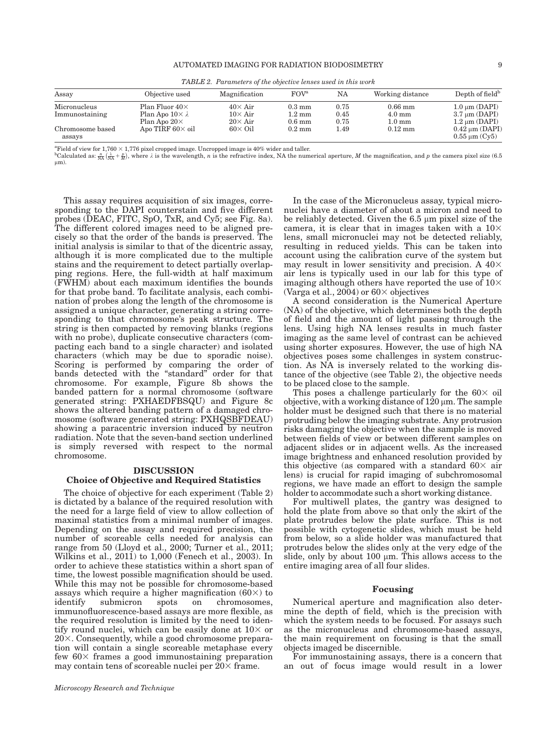*TABLE 2. Parameters of the objective lenses used in this work*

| Assay | Objective used | Magnification | FOV[a] | NA | Working distance | Depth of field[b] |
|---|---|---|---|---|---|---|
| Micronucleus | Plan Fluor 40× | 40× Air | 0.3 mm | 0.75 | 0.66 mm | 1.0 μm (DAPI) |
| Immunostaining | Plan Apo 10× λ | 10× Air | 1.2 mm | 0.45 | 4.0 mm | 3.7 μm (DAPI) |
| | Plan Apo 20× | 20× Air | 0.6 mm | 0.75 | 1.0 mm | 1.2 μm (DAPI) |
| Chromosome based assays | Apo TIRF 60× oil | 60× Oil | 0.2 mm | 1.49 | 0.12 mm | 0.42 μm (DAPI) 0.55 μm (Cy5) |

[a]Field of view for 1,760 × 1,776 pixel cropped image. Uncropped image is 40% wider and taller.
[b]Calculated as: $\frac{n}{NA}\left(\frac{\lambda}{NA}+\frac{p}{M}\right)$, where $\lambda$ is the wavelength, $n$ is the refractive index, NA the numerical aperture, $M$ the magnification, and $p$ the camera pixel size (6.5 μm).

This assay requires acquisition of six images, corresponding to the DAPI counterstain and five different probes (DEAC, FITC, SpO, TxR, and Cy5; see Fig. 8a). The different colored images need to be aligned precisely so that the order of the bands is preserved. The initial analysis is similar to that of the dicentric assay, although it is more complicated due to the multiple stains and the requirement to detect partially overlapping regions. Here, the full-width at half maximum (FWHM) about each maximum identifies the bounds for that probe band. To facilitate analysis, each combination of probes along the length of the chromosome is assigned a unique character, generating a string corresponding to that chromosome's peak structure. The string is then compacted by removing blanks (regions with no probe), duplicate consecutive characters (compacting each band to a single character) and isolated characters (which may be due to sporadic noise). Scoring is performed by comparing the order of bands detected with the "standard" order for that chromosome. For example, Figure 8b shows the banded pattern for a normal chromosome (software generated string: PXHAEDFBSQU) and Figure 8c shows the altered banding pattern of a damaged chromosome (software generated string: PXHQSBFDEAU) showing a paracentric inversion induced by neutron radiation. Note that the seven-band section underlined is simply reversed with respect to the normal chromosome.

## DISCUSSION

### Choice of Objective and Required Statistics

The choice of objective for each experiment (Table 2) is dictated by a balance of the required resolution with the need for a large field of view to allow collection of maximal statistics from a minimal number of images. Depending on the assay and required precision, the number of scoreable cells needed for analysis can range from 50 (Lloyd et al., 2000; Turner et al., 2011; Wilkins et al., 2011) to 1,000 (Fenech et al., 2003). In order to achieve these statistics within a short span of time, the lowest possible magnification should be used. While this may not be possible for chromosome-based assays which require a higher magnification (60×) to identify submicron spots on chromosomes, immunofluorescence-based assays are more flexible, as the required resolution is limited by the need to identify round nuclei, which can be easily done at 10× or 20×. Consequently, while a good chromosome preparation will contain a single scoreable metaphase every few 60× frames a good immunostaining preparation may contain tens of scoreable nuclei per 20× frame.

In the case of the Micronucleus assay, typical micronuclei have a diameter of about a micron and need to be reliably detected. Given the 6.5 μm pixel size of the camera, it is clear that in images taken with a 10× lens, small micronuclei may not be detected reliably, resulting in reduced yields. This can be taken into account using the calibration curve of the system but may result in lower sensitivity and precision. A 40× air lens is typically used in our lab for this type of imaging although others have reported the use of 10× (Varga et al., 2004) or 60× objectives

A second consideration is the Numerical Aperture (NA) of the objective, which determines both the depth of field and the amount of light passing through the lens. Using high NA lenses results in much faster imaging as the same level of contrast can be achieved using shorter exposures. However, the use of high NA objectives poses some challenges in system construction. As NA is inversely related to the working distance of the objective (see Table 2), the objective needs to be placed close to the sample.

This poses a challenge particularly for the 60× oil objective, with a working distance of 120 μm. The sample holder must be designed such that there is no material protruding below the imaging substrate. Any protrusion risks damaging the objective when the sample is moved between fields of view or between different samples on adjacent slides or in adjacent wells. As the increased image brightness and enhanced resolution provided by this objective (as compared with a standard 60× air lens) is crucial for rapid imaging of subchromosomal regions, we have made an effort to design the sample holder to accommodate such a short working distance.

For multiwell plates, the gantry was designed to hold the plate from above so that only the skirt of the plate protrudes below the plate surface. This is not possible with cytogenetic slides, which must be held from below, so a slide holder was manufactured that protrudes below the slides only at the very edge of the slide, only by about 100 μm. This allows access to the entire imaging area of all four slides.

### Focusing

Numerical aperture and magnification also determine the depth of field, which is the precision with which the system needs to be focused. For assays such as the micronucleus and chromosome-based assays, the main requirement on focusing is that the small objects imaged be discernible.

For immunostaining assays, there is a concern that an out of focus image would result in a lower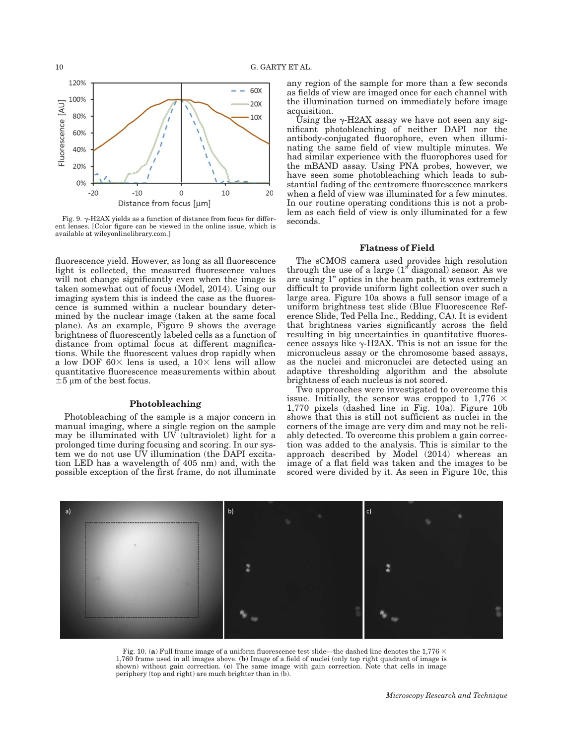Fig. 9. γ-H2AX yields as a function of distance from focus for different lenses. [Color figure can be viewed in the online issue, which is available at wileyonlinelibrary.com.]

fluorescence yield. However, as long as all fluorescence light is collected, the measured fluorescence values will not change significantly even when the image is taken somewhat out of focus (Model, 2014). Using our imaging system this is indeed the case as the fluorescence is summed within a nuclear boundary determined by the nuclear image (taken at the same focal plane). As an example, Figure 9 shows the average brightness of fluorescently labeled cells as a function of distance from optimal focus at different magnifications. While the fluorescent values drop rapidly when a low DOF 60× lens is used, a 10× lens will allow quantitative fluorescence measurements within about ±5 μm of the best focus.

### Photobleaching

Photobleaching of the sample is a major concern in manual imaging, where a single region on the sample may be illuminated with UV (ultraviolet) light for a prolonged time during focusing and scoring. In our system we do not use UV illumination (the DAPI excitation LED has a wavelength of 405 nm) and, with the possible exception of the first frame, do not illuminate any region of the sample for more than a few seconds as fields of view are imaged once for each channel with the illumination turned on immediately before image acquisition.

Using the γ-H2AX assay we have not seen any significant photobleaching of neither DAPI nor the antibody-conjugated fluorophore, even when illuminating the same field of view multiple minutes. We had similar experience with the fluorophores used for the mBAND assay. Using PNA probes, however, we have seen some photobleaching which leads to substantial fading of the centromere fluorescence markers when a field of view was illuminated for a few minutes. In our routine operating conditions this is not a problem as each field of view is only illuminated for a few seconds.

### Flatness of Field

The sCMOS camera used provides high resolution through the use of a large (1" diagonal) sensor. As we are using 1" optics in the beam path, it was extremely difficult to provide uniform light collection over such a large area. Figure 10a shows a full sensor image of a uniform brightness test slide (Blue Fluorescence Reference Slide, Ted Pella Inc., Redding, CA). It is evident that brightness varies significantly across the field resulting in big uncertainties in quantitative fluorescence assays like γ-H2AX. This is not an issue for the micronucleus assay or the chromosome based assays, as the nuclei and micronuclei are detected using an adaptive thresholding algorithm and the absolute brightness of each nucleus is not scored.

Two approaches were investigated to overcome this issue. Initially, the sensor was cropped to 1,776 × 1,770 pixels (dashed line in Fig. 10a). Figure 10b shows that this is still not sufficient as nuclei in the corners of the image are very dim and may not be reliably detected. To overcome this problem a gain correction was added to the analysis. This is similar to the approach described by Model (2014) whereas an image of a flat field was taken and the images to be scored were divided by it. As seen in Figure 10c, this

Fig. 10. (**a**) Full frame image of a uniform fluorescence test slide—the dashed line denotes the 1,776 × 1,760 frame used in all images above. (**b**) Image of a field of nuclei (only top right quadrant of image is shown) without gain correction. (**c**) The same image with gain correction. Note that cells in image periphery (top and right) are much brighter than in (b).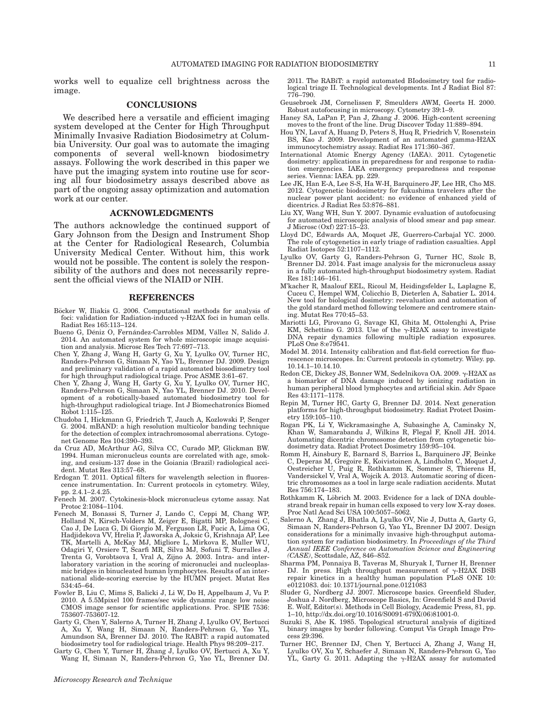works well to equalize cell brightness across the image.

## CONCLUSIONS

We described here a versatile and efficient imaging system developed at the Center for High Throughput Minimally Invasive Radiation Biodosimetry at Columbia University. Our goal was to automate the imaging components of several well-known biodosimetry assays. Following the work described in this paper we have put the imaging system into routine use for scoring all four biodosimetry assays described above as part of the ongoing assay optimization and automation work at our center.

## ACKNOWLEDGMENTS

The authors acknowledge the continued support of Gary Johnson from the Design and Instrument Shop at the Center for Radiological Research, Columbia University Medical Center. Without him, this work would not be possible. The content is solely the responsibility of the authors and does not necessarily represent the official views of the NIAID or NIH.

## REFERENCES

Böcker W, Iliakis G. 2006. Computational methods for analysis of foci: validation for Radiation-induced γ-H2AX foci in human cells. Radiat Res 165:113–124.

Bueno G, Déniz O, Fernández-Carrobles MDM, Vállez N, Salido J. 2014. An automated system for whole microscopic image acquisition and analysis. Microsc Res Tech 77:697–713.

Chen Y, Zhang J, Wang H, Garty G, Xu Y, Lyulko OV, Turner HC, Randers-Pehrson G, Simaan N, Yao YL, Brenner DJ. 2009. Design and preliminary validation of a rapid automated biosodimetry tool for high throughput radiological triage. Proc ASME 3:61–67.

Chen Y, Zhang J, Wang H, Garty G, Xu Y, Lyulko OV, Turner HC, Randers-Pehrson G, Simaan N, Yao YL, Brenner DJ. 2010. Development of a robotically-based automated biodosimetry tool for high-throughput radiological triage. Int J Biomechatronics Biomed Robot 1:115–125.

Chudoba I, Hickmann G, Friedrich T, Jauch A, Kozlowski P, Senger G. 2004. mBAND: a high resolution multicolor banding technique for the detection of complex intrachromosomal aberrations. Cytogenet Genome Res 104:390–393.

da Cruz AD, McArthur AG, Silva CC, Curado MP, Glickman BW. 1994. Human micronucleus counts are correlated with age, smoking, and cesium-137 dose in the Goiania (Brazil) radiological accident. Mutat Res 313:57–68.

Erdogan T. 2011. Optical filters for wavelength selection in fluorescence instrumentation. In: Current protocols in cytometry. Wiley, pp. 2.4.1–2.4.25.

Fenech M. 2007. Cytokinesis-block micronucleus cytome assay. Nat Protoc 2:1084–1104.

Fenech M, Bonassi S, Turner J, Lando C, Ceppi M, Chang WP, Holland N, Kirsch-Volders M, Zeiger E, Bigatti MP, Bolognesi C, Cao J, De Luca G, Di Giorgio M, Ferguson LR, Fucic A, Lima OG, Hadjidekova VV, Hrelia P, Jaworska A, Joksic G, Krishnaja AP, Lee TK, Martelli A, McKay MJ, Migliore L, Mirkova E, Muller WU, Odagiri Y, Orsiere T, Scarfi MR, Silva MJ, Sofuni T, Surralles J, Trenta G, Vorobtsova I, Vral A, Zijno A. 2003. Intra- and inter-laboratory variation in the scoring of micronuclei and nucleoplasmic bridges in binucleated human lymphocytes. Results of an international slide-scoring exercise by the HUMN project. Mutat Res 534:45–64.

Fowler B, Liu C, Mims S, Balicki J, Li W, Do H, Appelbaum J, Vu P. 2010. A 5.5Mpixel 100 frames/sec wide dynamic range low noise CMOS image sensor for scientific applications. Proc. SPIE 7536: 753607-753607-12.

Garty G, Chen Y, Salerno A, Turner H, Zhang J, Lyulko OV, Bertucci A, Xu Y, Wang H, Simaan N, Randers-Pehrson G, Yao YL, Amundson SA, Brenner DJ. 2010. The RABIT: a rapid automated biodosimetry tool for radiological triage. Health Phys 98:209–217.

Garty G, Chen Y, Turner H, Zhang J, Lyulko OV, Bertucci A, Xu Y, Wang H, Simaan N, Randers-Pehrson G, Yao YL, Brenner DJ. 2011. The RABiT: a rapid automated BIodosimetry tool for radiological triage II. Technological developments. Int J Radiat Biol 87: 776–790.

Geusebroek JM, Cornelissen F, Smeulders AWM, Geerts H. 2000. Robust autofocusing in microscopy. Cytometry 39:1–9.

Haney SA, LaPan P, Pan J, Zhang J. 2006. High-content screening moves to the front of the line. Drug Discover Today 11:889–894.

Hou YN, Lavaf A, Huang D, Peters S, Huq R, Friedrich V, Rosenstein BS, Kao J. 2009. Development of an automated gamma-H2AX immunocytochemistry assay. Radiat Res 171:360–367.

International Atomic Energy Agency (IAEA). 2011. Cytogenetic dosimetry: applications in preparedness for and response to radiation emergencies. IAEA emergency preparedness and response series. Vienna: IAEA. pp. 229.

Lee JK, Han E-A, Lee S-S, Ha W-H, Barquinero JF, Lee HR, Cho MS. 2012. Cytogenetic biodosimetry for fukushima travelers after the nuclear power plant accident: no evidence of enhanced yield of dicentrics. J Radiat Res 53:876–881.

Liu XY, Wang WH, Sun Y. 2007. Dynamic evaluation of autofocusing for automated microscopic analysis of blood smear and pap smear. J Microsc (Oxf) 227:15–23.

Lloyd DC, Edwards AA, Moquet JE, Guerrero-Carbajal YC. 2000. The role of cytogenetics in early triage of radiation casualties. Appl Radiat Isotopes 52:1107–1112.

Lyulko OV, Garty G, Randers-Pehrson G, Turner HC, Szolc B, Brenner DJ. 2014. Fast image analysis for the micronucleus assay in a fully automated high-throughput biodosimetry system. Radiat Res 181:146–161.

M'kacher R, Maalouf EEL, Ricoul M, Heidingsfelder L, Laplagne E, Cuceu C, Hempel WM, Colicchio B, Dieterlen A, Sabatier L. 2014. New tool for biological dosimetry: reevaluation and automation of the gold standard method following telomere and centromere staining. Mutat Res 770:45–53.

Mariotti LG, Pirovano G, Savage KI, Ghita M, Ottolenghi A, Prise KM, Schettino G. 2013. Use of the γ-H2AX assay to investigate DNA repair dynamics following multiple radiation exposures. PLoS One 8:e79541.

Model M. 2014. Intensity calibration and flat-field correction for fluorescence microscopes. In: Current protocols in cytometry. Wiley. pp. 10.14.1–10.14.10.

Redon CE, Dickey JS, Bonner WM, Sedelnikova OA. 2009. γ-H2AX as a biomarker of DNA damage induced by ionizing radiation in human peripheral blood lymphocytes and artificial skin. Adv Space Res 43:1171–1178.

Repin M, Turner HC, Garty G, Brenner DJ. 2014. Next generation platforms for high-throughput biodosimetry. Radiat Protect Dosimetry 159:105–110.

Rogan PK, Li Y, Wickramasinghe A, Subasinghe A, Caminsky N, Khan W, Samarabandu J, Wilkins R, Flegal F, Knoll JH. 2014. Automating dicentric chromosome detection from cytogenetic biodosimetry data. Radiat Protect Dosimetry 159:95–104.

Romm H, Ainsbury E, Barnard S, Barrios L, Barquinero JF, Beinke C, Deperas M, Gregoire E, Koivistoinen A, Lindholm C, Moquet J, Oestreicher U, Puig R, Rothkamm K, Sommer S, Thierens H, Vandersickel V, Vral A, Wojcik A. 2013. Automatic scoring of dicentric chromosomes as a tool in large scale radiation accidents. Mutat Res 756:174–183.

Rothkamm K, Löbrich M. 2003. Evidence for a lack of DNA double-strand break repair in human cells exposed to very low X-ray doses. Proc Natl Acad Sci USA 100:5057–5062.

Salerno A, Zhang J, Bhatla A, Lyulko OV, Nie J, Dutta A, Garty G, Simaan N, Randers-Pehrson G, Yao YL, Brenner DJ 2007. Design considerations for a minimally invasive high-throughput automation system for radiation biodosimetry. In *Proceedings of the Third Annual IEEE Conference on Automation Science and Engineering (CASE)*, Scottsdale, AZ, 846–852.

Sharma PM, Ponnaiya B, Taveras M, Shuryak I, Turner H, Brenner DJ. In press. High throughput measurement of γ-H2AX DSB repair kinetics in a healthy human population PLoS ONE 10: e0121083. doi: 10.1371/journal.pone.0121083

Sluder G, Nordberg JJ. 2007. Microscope basics. Greenfield Sluder, Joshua J. Nordberg, Microscope Basics, In: Greenfield S and David E. Wolf, Editor(s). Methods in Cell Biology, Academic Press, 81, pp. 1–10, http://dx.doi.org/10.1016/S0091-679X(06)81001-0.

Suzuki S, Abe K. 1985. Topological structural analysis of digitized binary images by border following. Comput Vis Graph Image Process 29:396.

Turner HC, Brenner DJ, Chen Y, Bertucci A, Zhang J, Wang H, Lyulko OV, Xu Y, Schaefer J, Simaan N, Randers-Pehrson G, Yao YL, Garty G. 2011. Adapting the γ-H2AX assay for automated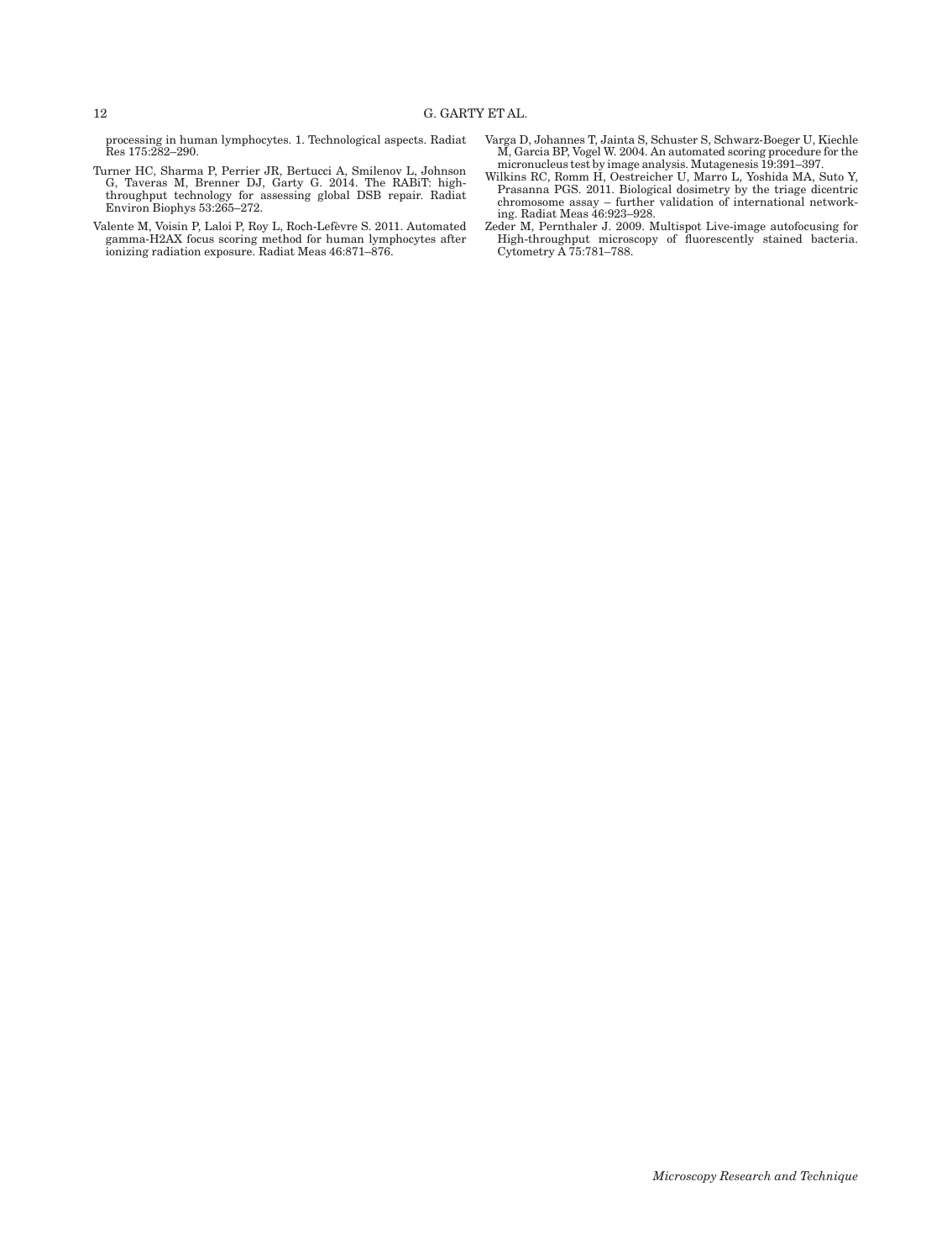processing in human lymphocytes. 1. Technological aspects. Radiat Res 175:282–290.

Turner HC, Sharma P, Perrier JR, Bertucci A, Smilenov L, Johnson G, Taveras M, Brenner DJ, Garty G. 2014. The RABiT: high-throughput technology for assessing global DSB repair. Radiat Environ Biophys 53:265–272.

Valente M, Voisin P, Laloi P, Roy L, Roch-Lefèvre S. 2011. Automated gamma-H2AX focus scoring method for human lymphocytes after ionizing radiation exposure. Radiat Meas 46:871–876.

Varga D, Johannes T, Jainta S, Schuster S, Schwarz-Boeger U, Kiechle M, Garcia BP, Vogel W. 2004. An automated scoring procedure for the micronucleus test by image analysis. Mutagenesis 19:391–397.

Wilkins RC, Romm H, Oestreicher U, Marro L, Yoshida MA, Suto Y, Prasanna PGS. 2011. Biological dosimetry by the triage dicentric chromosome assay – further validation of international networking. Radiat Meas 46:923–928.

Zeder M, Pernthaler J. 2009. Multispot Live-image autofocusing for High-throughput microscopy of fluorescently stained bacteria. Cytometry A 75:781–788.